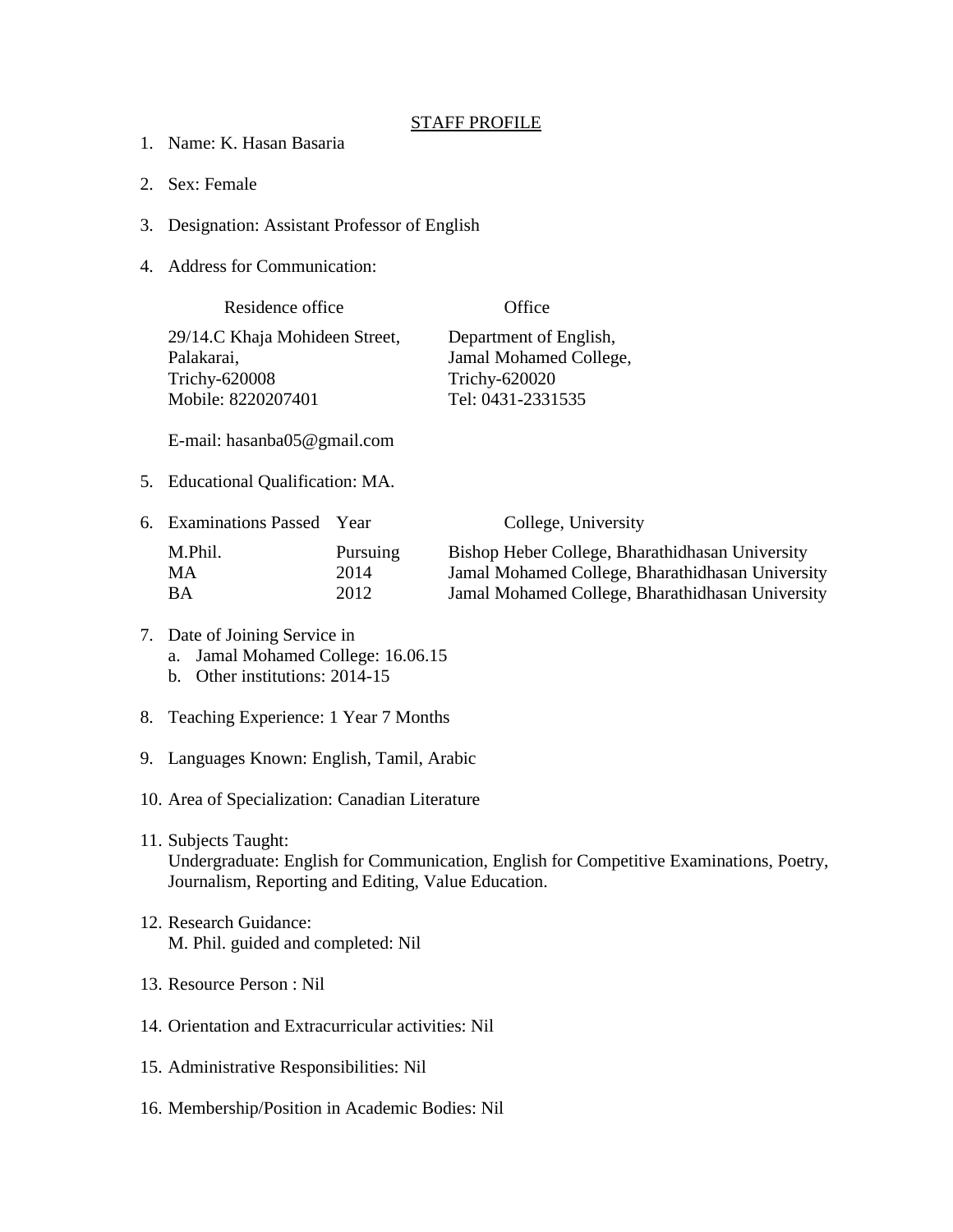# STAFF PROFILE

1. Name: K. Hasan Basaria
2. Sex: Female
3. Designation: Assistant Professor of English
4. Address for Communication:

| Residence office | Office |
|---|---|
| 29/14.C Khaja Mohideen Street,<br>Palakarai,<br>Trichy-620008<br>Mobile: 8220207401 | Department of English,<br>Jamal Mohamed College,<br>Trichy-620020<br>Tel: 0431-2331535 |

   E-mail: hasanba05@gmail.com

5. Educational Qualification: MA.
6. Examinations Passed

| Examinations Passed | Year | College, University |
|---|---|---|
| M.Phil. | Pursuing | Bishop Heber College, Bharathidhasan University |
| MA | 2014 | Jamal Mohamed College, Bharathidhasan University |
| BA | 2012 | Jamal Mohamed College, Bharathidhasan University |

7. Date of Joining Service in
   a. Jamal Mohamed College: 16.06.15
   b. Other institutions: 2014-15
8. Teaching Experience: 1 Year 7 Months
9. Languages Known: English, Tamil, Arabic
10. Area of Specialization: Canadian Literature
11. Subjects Taught:
    Undergraduate: English for Communication, English for Competitive Examinations, Poetry, Journalism, Reporting and Editing, Value Education.
12. Research Guidance:
    M. Phil. guided and completed: Nil
13. Resource Person : Nil
14. Orientation and Extracurricular activities: Nil
15. Administrative Responsibilities: Nil
16. Membership/Position in Academic Bodies: Nil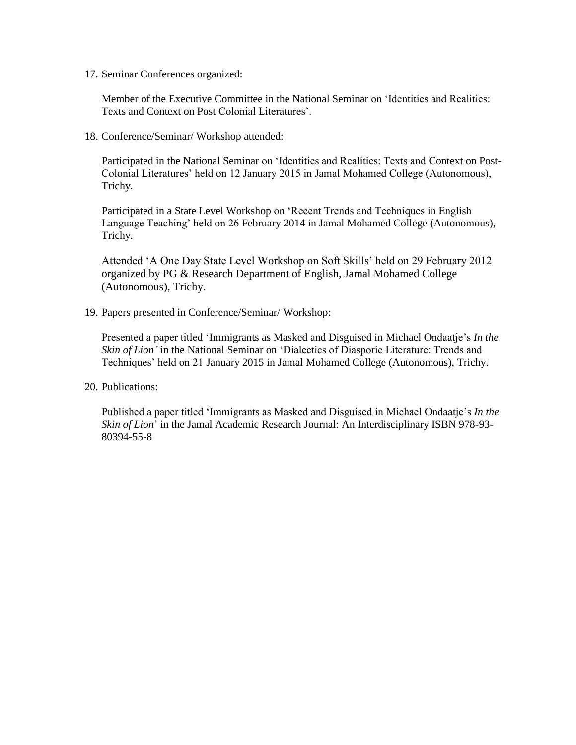17. Seminar Conferences organized:

    Member of the Executive Committee in the National Seminar on 'Identities and Realities: Texts and Context on Post Colonial Literatures'.

18. Conference/Seminar/ Workshop attended:

    Participated in the National Seminar on 'Identities and Realities: Texts and Context on Post-Colonial Literatures' held on 12 January 2015 in Jamal Mohamed College (Autonomous), Trichy.

    Participated in a State Level Workshop on 'Recent Trends and Techniques in English Language Teaching' held on 26 February 2014 in Jamal Mohamed College (Autonomous), Trichy.

    Attended 'A One Day State Level Workshop on Soft Skills' held on 29 February 2012 organized by PG & Research Department of English, Jamal Mohamed College (Autonomous), Trichy.

19. Papers presented in Conference/Seminar/ Workshop:

    Presented a paper titled 'Immigrants as Masked and Disguised in Michael Ondaatje's *In the Skin of Lion'* in the National Seminar on 'Dialectics of Diasporic Literature: Trends and Techniques' held on 21 January 2015 in Jamal Mohamed College (Autonomous), Trichy.

20. Publications:

    Published a paper titled 'Immigrants as Masked and Disguised in Michael Ondaatje's *In the Skin of Lion*' in the Jamal Academic Research Journal: An Interdisciplinary ISBN 978-93-80394-55-8